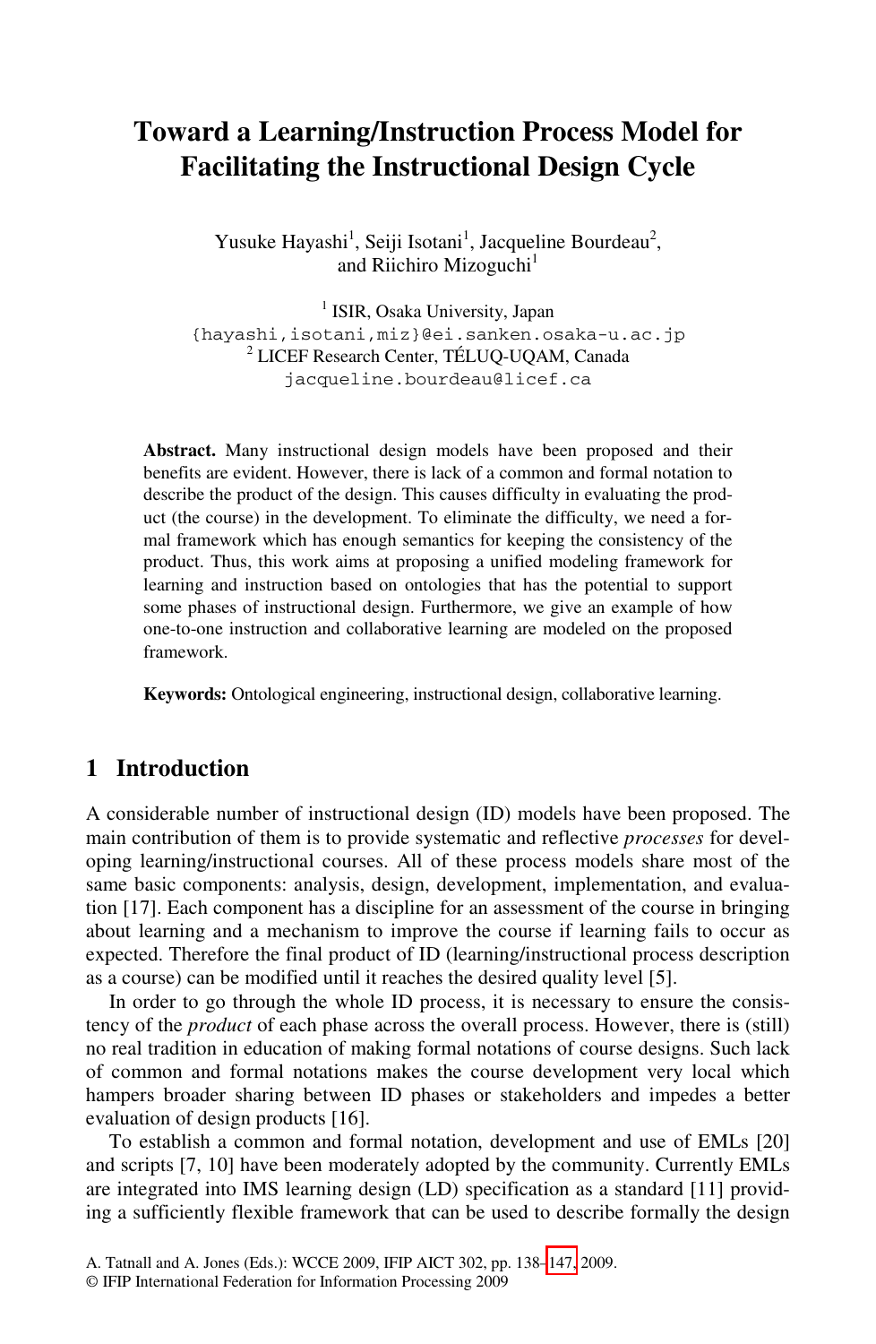# Toward a Learning/Instruction Process Model for Facilitating the Instructional Design Cycle

Yusuke Hayashi[1], Seiji Isotani[1], Jacqueline Bourdeau[2], and Riichiro Mizoguchi[1]

[1] ISIR, Osaka University, Japan
{hayashi,isotani,miz}@ei.sanken.osaka-u.ac.jp
[2] LICEF Research Center, TÉLUQ-UQAM, Canada
jacqueline.bourdeau@licef.ca

**Abstract.** Many instructional design models have been proposed and their benefits are evident. However, there is lack of a common and formal notation to describe the product of the design. This causes difficulty in evaluating the product (the course) in the development. To eliminate the difficulty, we need a formal framework which has enough semantics for keeping the consistency of the product. Thus, this work aims at proposing a unified modeling framework for learning and instruction based on ontologies that has the potential to support some phases of instructional design. Furthermore, we give an example of how one-to-one instruction and collaborative learning are modeled on the proposed framework.

**Keywords:** Ontological engineering, instructional design, collaborative learning.

## 1 Introduction

A considerable number of instructional design (ID) models have been proposed. The main contribution of them is to provide systematic and reflective *processes* for developing learning/instructional courses. All of these process models share most of the same basic components: analysis, design, development, implementation, and evaluation [17]. Each component has a discipline for an assessment of the course in bringing about learning and a mechanism to improve the course if learning fails to occur as expected. Therefore the final product of ID (learning/instructional process description as a course) can be modified until it reaches the desired quality level [5].

In order to go through the whole ID process, it is necessary to ensure the consistency of the *product* of each phase across the overall process. However, there is (still) no real tradition in education of making formal notations of course designs. Such lack of common and formal notations makes the course development very local which hampers broader sharing between ID phases or stakeholders and impedes a better evaluation of design products [16].

To establish a common and formal notation, development and use of EMLs [20] and scripts [7, 10] have been moderately adopted by the community. Currently EMLs are integrated into IMS learning design (LD) specification as a standard [11] providing a sufficiently flexible framework that can be used to describe formally the design

A. Tatnall and A. Jones (Eds.): WCCE 2009, IFIP AICT 302, pp. 138–147, 2009.
© IFIP International Federation for Information Processing 2009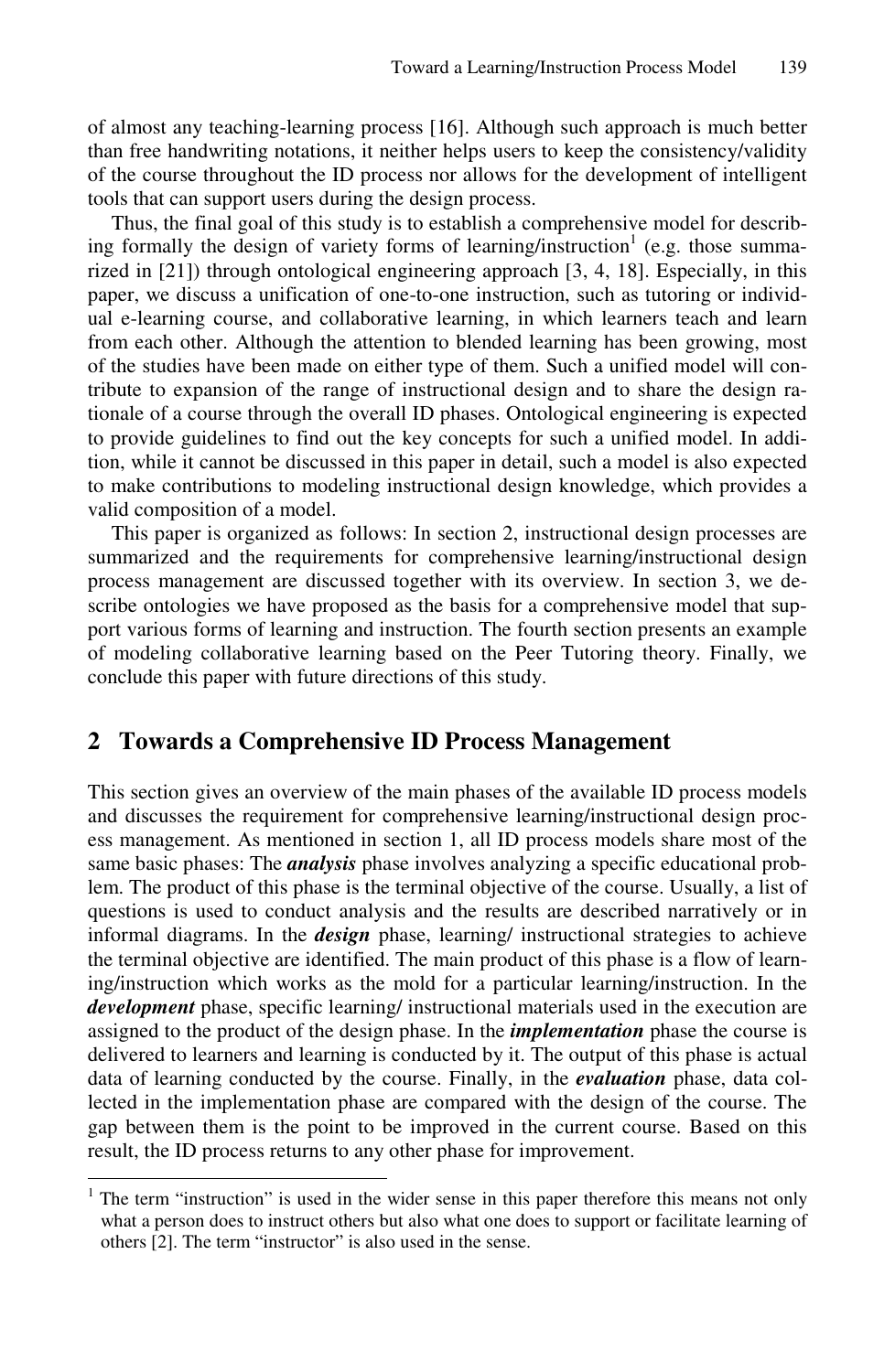of almost any teaching-learning process [16]. Although such approach is much better than free handwriting notations, it neither helps users to keep the consistency/validity of the course throughout the ID process nor allows for the development of intelligent tools that can support users during the design process.

Thus, the final goal of this study is to establish a comprehensive model for describing formally the design of variety forms of learning/instruction[1] (e.g. those summarized in [21]) through ontological engineering approach [3, 4, 18]. Especially, in this paper, we discuss a unification of one-to-one instruction, such as tutoring or individual e-learning course, and collaborative learning, in which learners teach and learn from each other. Although the attention to blended learning has been growing, most of the studies have been made on either type of them. Such a unified model will contribute to expansion of the range of instructional design and to share the design rationale of a course through the overall ID phases. Ontological engineering is expected to provide guidelines to find out the key concepts for such a unified model. In addition, while it cannot be discussed in this paper in detail, such a model is also expected to make contributions to modeling instructional design knowledge, which provides a valid composition of a model.

This paper is organized as follows: In section 2, instructional design processes are summarized and the requirements for comprehensive learning/instructional design process management are discussed together with its overview. In section 3, we describe ontologies we have proposed as the basis for a comprehensive model that support various forms of learning and instruction. The fourth section presents an example of modeling collaborative learning based on the Peer Tutoring theory. Finally, we conclude this paper with future directions of this study.

## 2 Towards a Comprehensive ID Process Management

This section gives an overview of the main phases of the available ID process models and discusses the requirement for comprehensive learning/instructional design process management. As mentioned in section 1, all ID process models share most of the same basic phases: The ***analysis*** phase involves analyzing a specific educational problem. The product of this phase is the terminal objective of the course. Usually, a list of questions is used to conduct analysis and the results are described narratively or in informal diagrams. In the ***design*** phase, learning/ instructional strategies to achieve the terminal objective are identified. The main product of this phase is a flow of learning/instruction which works as the mold for a particular learning/instruction. In the ***development*** phase, specific learning/ instructional materials used in the execution are assigned to the product of the design phase. In the ***implementation*** phase the course is delivered to learners and learning is conducted by it. The output of this phase is actual data of learning conducted by the course. Finally, in the ***evaluation*** phase, data collected in the implementation phase are compared with the design of the course. The gap between them is the point to be improved in the current course. Based on this result, the ID process returns to any other phase for improvement.

[1] The term "instruction" is used in the wider sense in this paper therefore this means not only what a person does to instruct others but also what one does to support or facilitate learning of others [2]. The term "instructor" is also used in the sense.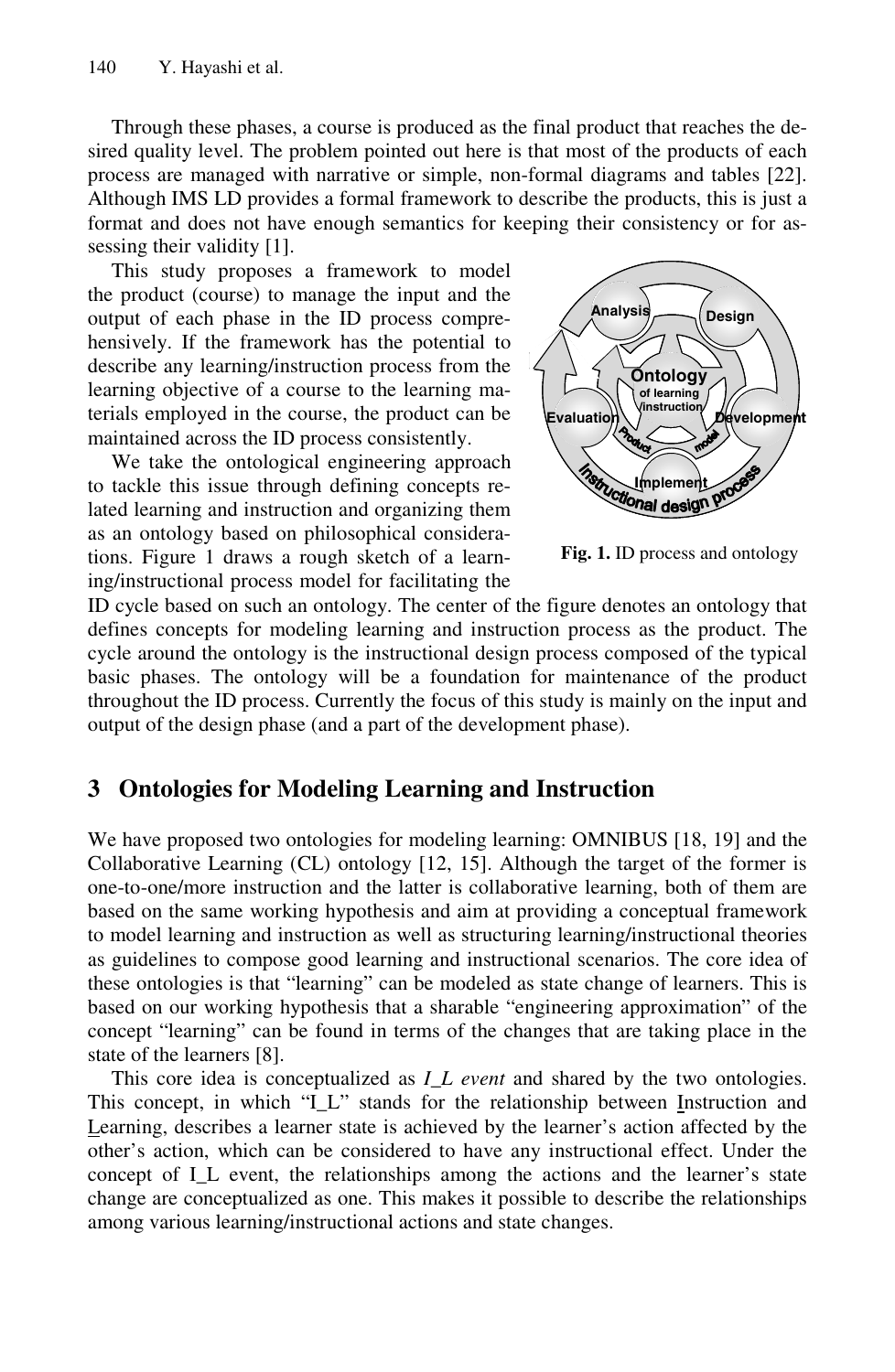Through these phases, a course is produced as the final product that reaches the desired quality level. The problem pointed out here is that most of the products of each process are managed with narrative or simple, non-formal diagrams and tables [22]. Although IMS LD provides a formal framework to describe the products, this is just a format and does not have enough semantics for keeping their consistency or for assessing their validity [1].

This study proposes a framework to model the product (course) to manage the input and the output of each phase in the ID process comprehensively. If the framework has the potential to describe any learning/instruction process from the learning objective of a course to the learning materials employed in the course, the product can be maintained across the ID process consistently.

We take the ontological engineering approach to tackle this issue through defining concepts related learning and instruction and organizing them as an ontology based on philosophical considerations. Figure 1 draws a rough sketch of a learning/instructional process model for facilitating the ID cycle based on such an ontology. The center of the figure denotes an ontology that defines concepts for modeling learning and instruction process as the product. The cycle around the ontology is the instructional design process composed of the typical basic phases. The ontology will be a foundation for maintenance of the product throughout the ID process. Currently the focus of this study is mainly on the input and output of the design phase (and a part of the development phase).

**Fig. 1.** ID process and ontology

## 3 Ontologies for Modeling Learning and Instruction

We have proposed two ontologies for modeling learning: OMNIBUS [18, 19] and the Collaborative Learning (CL) ontology [12, 15]. Although the target of the former is one-to-one/more instruction and the latter is collaborative learning, both of them are based on the same working hypothesis and aim at providing a conceptual framework to model learning and instruction as well as structuring learning/instructional theories as guidelines to compose good learning and instructional scenarios. The core idea of these ontologies is that "learning" can be modeled as state change of learners. This is based on our working hypothesis that a sharable "engineering approximation" of the concept "learning" can be found in terms of the changes that are taking place in the state of the learners [8].

This core idea is conceptualized as *I_L event* and shared by the two ontologies. This concept, in which "I_L" stands for the relationship between Instruction and Learning, describes a learner state is achieved by the learner's action affected by the other's action, which can be considered to have any instructional effect. Under the concept of I_L event, the relationships among the actions and the learner's state change are conceptualized as one. This makes it possible to describe the relationships among various learning/instructional actions and state changes.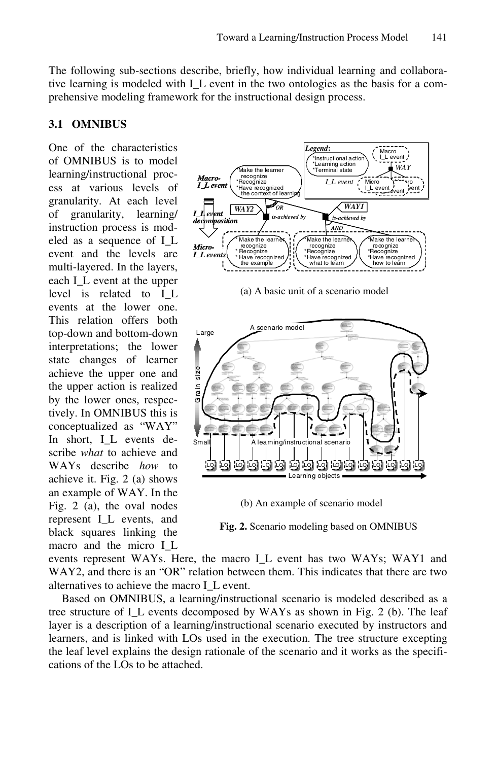The following sub-sections describe, briefly, how individual learning and collaborative learning is modeled with I_L event in the two ontologies as the basis for a comprehensive modeling framework for the instructional design process.

### 3.1 OMNIBUS

One of the characteristics of OMNIBUS is to model learning/instructional process at various levels of granularity. At each level of granularity, learning/ instruction process is modeled as a sequence of I_L event and the levels are multi-layered. In the layers, each I_L event at the upper level is related to I_L events at the lower one. This relation offers both top-down and bottom-down interpretations; the lower state changes of learner achieve the upper one and the upper action is realized by the lower ones, respectively. In OMNIBUS this is conceptualized as "WAY" In short, I_L events describe *what* to achieve and WAYs describe *how* to achieve it. Fig. 2 (a) shows an example of WAY. In the Fig. 2 (a), the oval nodes represent I_L events, and black squares linking the macro and the micro I_L events represent WAYs. Here, the macro I_L event has two WAYs; WAY1 and WAY2, and there is an "OR" relation between them. This indicates that there are two alternatives to achieve the macro I_L event.

(a) A basic unit of a scenario model

(b) An example of scenario model

**Fig. 2.** Scenario modeling based on OMNIBUS

Based on OMNIBUS, a learning/instructional scenario is modeled described as a tree structure of I_L events decomposed by WAYs as shown in Fig. 2 (b). The leaf layer is a description of a learning/instructional scenario executed by instructors and learners, and is linked with LOs used in the execution. The tree structure excepting the leaf level explains the design rationale of the scenario and it works as the specifications of the LOs to be attached.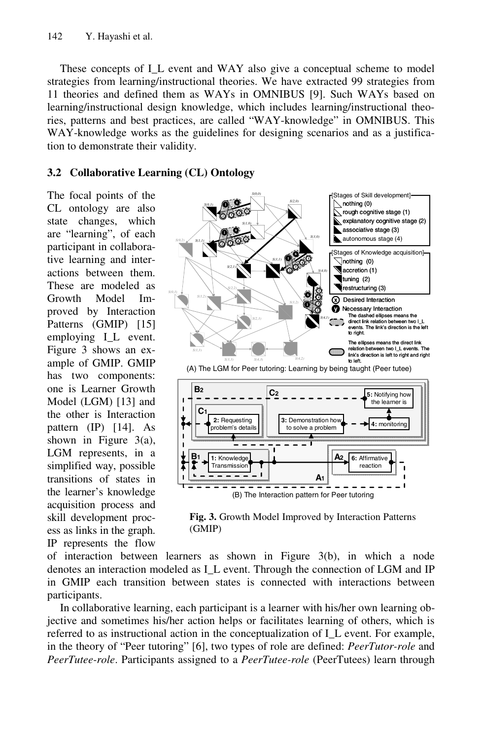These concepts of I_L event and WAY also give a conceptual scheme to model strategies from learning/instructional theories. We have extracted 99 strategies from 11 theories and defined them as WAYs in OMNIBUS [9]. Such WAYs based on learning/instructional design knowledge, which includes learning/instructional theories, patterns and best practices, are called "WAY-knowledge" in OMNIBUS. This WAY-knowledge works as the guidelines for designing scenarios and as a justification to demonstrate their validity.

### 3.2 Collaborative Learning (CL) Ontology

The focal points of the CL ontology are also state changes, which are "learning", of each participant in collaborative learning and interactions between them. These are modeled as Growth Model Improved by Interaction Patterns (GMIP) [15] employing I_L event. Figure 3 shows an example of GMIP. GMIP has two components: one is Learner Growth Model (LGM) [13] and the other is Interaction pattern (IP) [14]. As shown in Figure 3(a), LGM represents, in a simplified way, possible transitions of states in the learner's knowledge acquisition process and skill development process as links in the graph. IP represents the flow of interaction between learners as shown in Figure 3(b), in which a node denotes an interaction modeled as I_L event. Through the connection of LGM and IP in GMIP each transition between states is connected with interactions between participants.

(A) The LGM for Peer tutoring: Learning by being taught (Peer tutee)

(B) The Interaction pattern for Peer tutoring

**Fig. 3.** Growth Model Improved by Interaction Patterns (GMIP)

In collaborative learning, each participant is a learner with his/her own learning objective and sometimes his/her action helps or facilitates learning of others, which is referred to as instructional action in the conceptualization of I_L event. For example, in the theory of "Peer tutoring" [6], two types of role are defined: *PeerTutor-role* and *PeerTutee-role*. Participants assigned to a *PeerTutee-role* (PeerTutees) learn through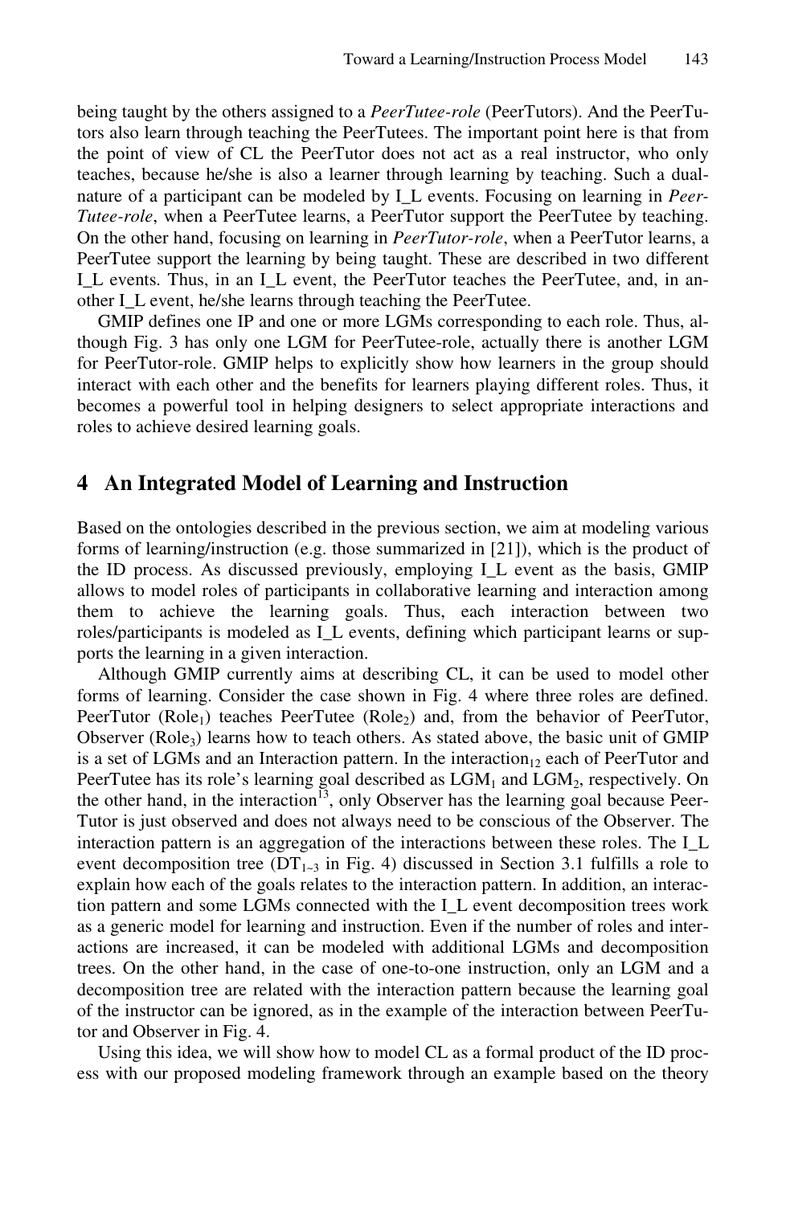being taught by the others assigned to a *PeerTutee-role* (PeerTutors). And the PeerTutors also learn through teaching the PeerTutees. The important point here is that from the point of view of CL the PeerTutor does not act as a real instructor, who only teaches, because he/she is also a learner through learning by teaching. Such a dual-nature of a participant can be modeled by I_L events. Focusing on learning in *PeerTutee-role*, when a PeerTutee learns, a PeerTutor support the PeerTutee by teaching. On the other hand, focusing on learning in *PeerTutor-role*, when a PeerTutor learns, a PeerTutee support the learning by being taught. These are described in two different I_L events. Thus, in an I_L event, the PeerTutor teaches the PeerTutee, and, in another I_L event, he/she learns through teaching the PeerTutee.

GMIP defines one IP and one or more LGMs corresponding to each role. Thus, although Fig. 3 has only one LGM for PeerTutee-role, actually there is another LGM for PeerTutor-role. GMIP helps to explicitly show how learners in the group should interact with each other and the benefits for learners playing different roles. Thus, it becomes a powerful tool in helping designers to select appropriate interactions and roles to achieve desired learning goals.

## 4 An Integrated Model of Learning and Instruction

Based on the ontologies described in the previous section, we aim at modeling various forms of learning/instruction (e.g. those summarized in [21]), which is the product of the ID process. As discussed previously, employing I_L event as the basis, GMIP allows to model roles of participants in collaborative learning and interaction among them to achieve the learning goals. Thus, each interaction between two roles/participants is modeled as I_L events, defining which participant learns or supports the learning in a given interaction.

Although GMIP currently aims at describing CL, it can be used to model other forms of learning. Consider the case shown in Fig. 4 where three roles are defined. PeerTutor ($Role_1$) teaches PeerTutee ($Role_2$) and, from the behavior of PeerTutor, Observer ($Role_3$) learns how to teach others. As stated above, the basic unit of GMIP is a set of LGMs and an Interaction pattern. In the $interaction_{12}$ each of PeerTutor and PeerTutee has its role's learning goal described as $LGM_1$ and $LGM_2$, respectively. On the other hand, in the $interaction^{13}$, only Observer has the learning goal because PeerTutor is just observed and does not always need to be conscious of the Observer. The interaction pattern is an aggregation of the interactions between these roles. The I_L event decomposition tree ($DT_{1\sim3}$ in Fig. 4) discussed in Section 3.1 fulfills a role to explain how each of the goals relates to the interaction pattern. In addition, an interaction pattern and some LGMs connected with the I_L event decomposition trees work as a generic model for learning and instruction. Even if the number of roles and interactions are increased, it can be modeled with additional LGMs and decomposition trees. On the other hand, in the case of one-to-one instruction, only an LGM and a decomposition tree are related with the interaction pattern because the learning goal of the instructor can be ignored, as in the example of the interaction between PeerTutor and Observer in Fig. 4.

Using this idea, we will show how to model CL as a formal product of the ID process with our proposed modeling framework through an example based on the theory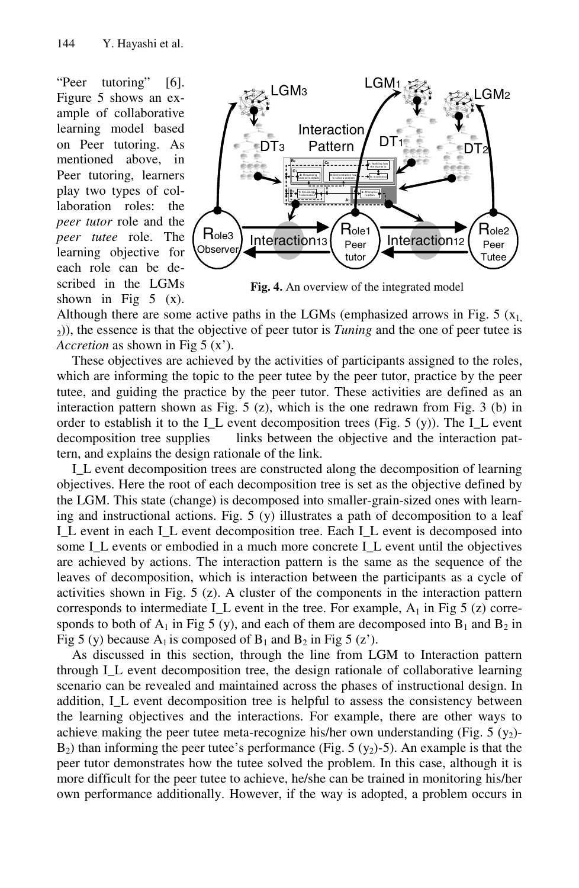"Peer tutoring" [6]. Figure 5 shows an example of collaborative learning model based on Peer tutoring. As mentioned above, in Peer tutoring, learners play two types of collaboration roles: the *peer tutor* role and the *peer tutee* role. The learning objective for each role can be described in the LGMs shown in Fig 5 (x). Although there are some active paths in the LGMs (emphasized arrows in Fig. 5 ($x_{1,2}$)), the essence is that the objective of peer tutor is *Tuning* and the one of peer tutee is *Accretion* as shown in Fig 5 (x').

**Fig. 4.** An overview of the integrated model

These objectives are achieved by the activities of participants assigned to the roles, which are informing the topic to the peer tutee by the peer tutor, practice by the peer tutee, and guiding the practice by the peer tutor. These activities are defined as an interaction pattern shown as Fig. 5 (z), which is the one redrawn from Fig. 3 (b) in order to establish it to the I_L event decomposition trees (Fig. 5 (y)). The I_L event decomposition tree supplies links between the objective and the interaction pattern, and explains the design rationale of the link.

I_L event decomposition trees are constructed along the decomposition of learning objectives. Here the root of each decomposition tree is set as the objective defined by the LGM. This state (change) is decomposed into smaller-grain-sized ones with learning and instructional actions. Fig. 5 (y) illustrates a path of decomposition to a leaf I_L event in each I_L event decomposition tree. Each I_L event is decomposed into some I_L events or embodied in a much more concrete I_L event until the objectives are achieved by actions. The interaction pattern is the same as the sequence of the leaves of decomposition, which is interaction between the participants as a cycle of activities shown in Fig. 5 (z). A cluster of the components in the interaction pattern corresponds to intermediate I_L event in the tree. For example, $A_1$ in Fig 5 (z) corresponds to both of $A_1$ in Fig 5 (y), and each of them are decomposed into $B_1$ and $B_2$ in Fig 5 (y) because $A_1$ is composed of $B_1$ and $B_2$ in Fig 5 (z').

As discussed in this section, through the line from LGM to Interaction pattern through I_L event decomposition tree, the design rationale of collaborative learning scenario can be revealed and maintained across the phases of instructional design. In addition, I_L event decomposition tree is helpful to assess the consistency between the learning objectives and the interactions. For example, there are other ways to achieve making the peer tutee meta-recognize his/her own understanding (Fig. 5 ($y_2$)-$B_2$) than informing the peer tutee's performance (Fig. 5 ($y_2$)-5). An example is that the peer tutor demonstrates how the tutee solved the problem. In this case, although it is more difficult for the peer tutee to achieve, he/she can be trained in monitoring his/her own performance additionally. However, if the way is adopted, a problem occurs in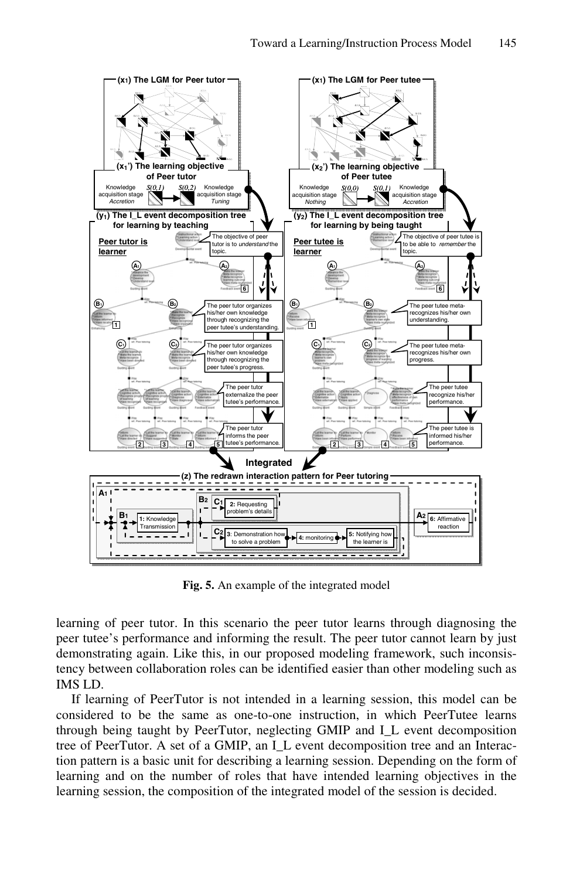**Fig. 5.** An example of the integrated model

learning of peer tutor. In this scenario the peer tutor learns through diagnosing the peer tutee's performance and informing the result. The peer tutor cannot learn by just demonstrating again. Like this, in our proposed modeling framework, such inconsistency between collaboration roles can be identified easier than other modeling such as IMS LD.

If learning of PeerTutor is not intended in a learning session, this model can be considered to be the same as one-to-one instruction, in which PeerTutee learns through being taught by PeerTutor, neglecting GMIP and I_L event decomposition tree of PeerTutor. A set of a GMIP, an I_L event decomposition tree and an Interaction pattern is a basic unit for describing a learning session. Depending on the form of learning and on the number of roles that have intended learning objectives in the learning session, the composition of the integrated model of the session is decided.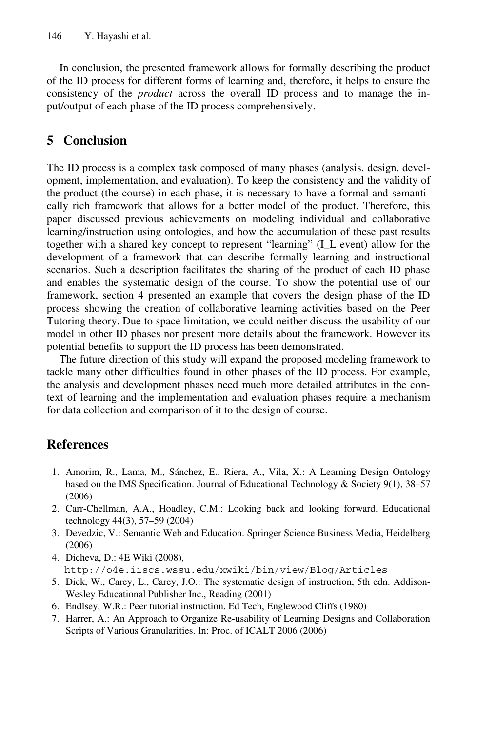In conclusion, the presented framework allows for formally describing the product of the ID process for different forms of learning and, therefore, it helps to ensure the consistency of the *product* across the overall ID process and to manage the input/output of each phase of the ID process comprehensively.

## 5 Conclusion

The ID process is a complex task composed of many phases (analysis, design, development, implementation, and evaluation). To keep the consistency and the validity of the product (the course) in each phase, it is necessary to have a formal and semantically rich framework that allows for a better model of the product. Therefore, this paper discussed previous achievements on modeling individual and collaborative learning/instruction using ontologies, and how the accumulation of these past results together with a shared key concept to represent "learning" (I_L event) allow for the development of a framework that can describe formally learning and instructional scenarios. Such a description facilitates the sharing of the product of each ID phase and enables the systematic design of the course. To show the potential use of our framework, section 4 presented an example that covers the design phase of the ID process showing the creation of collaborative learning activities based on the Peer Tutoring theory. Due to space limitation, we could neither discuss the usability of our model in other ID phases nor present more details about the framework. However its potential benefits to support the ID process has been demonstrated.

The future direction of this study will expand the proposed modeling framework to tackle many other difficulties found in other phases of the ID process. For example, the analysis and development phases need much more detailed attributes in the context of learning and the implementation and evaluation phases require a mechanism for data collection and comparison of it to the design of course.

## References

1. Amorim, R., Lama, M., Sánchez, E., Riera, A., Vila, X.: A Learning Design Ontology based on the IMS Specification. Journal of Educational Technology & Society 9(1), 38–57 (2006)
2. Carr-Chellman, A.A., Hoadley, C.M.: Looking back and looking forward. Educational technology 44(3), 57–59 (2004)
3. Devedzic, V.: Semantic Web and Education. Springer Science Business Media, Heidelberg (2006)
4. Dicheva, D.: 4E Wiki (2008), http://o4e.iiscs.wssu.edu/xwiki/bin/view/Blog/Articles
5. Dick, W., Carey, L., Carey, J.O.: The systematic design of instruction, 5th edn. Addison-Wesley Educational Publisher Inc., Reading (2001)
6. Endlsey, W.R.: Peer tutorial instruction. Ed Tech, Englewood Cliffs (1980)
7. Harrer, A.: An Approach to Organize Re-usability of Learning Designs and Collaboration Scripts of Various Granularities. In: Proc. of ICALT 2006 (2006)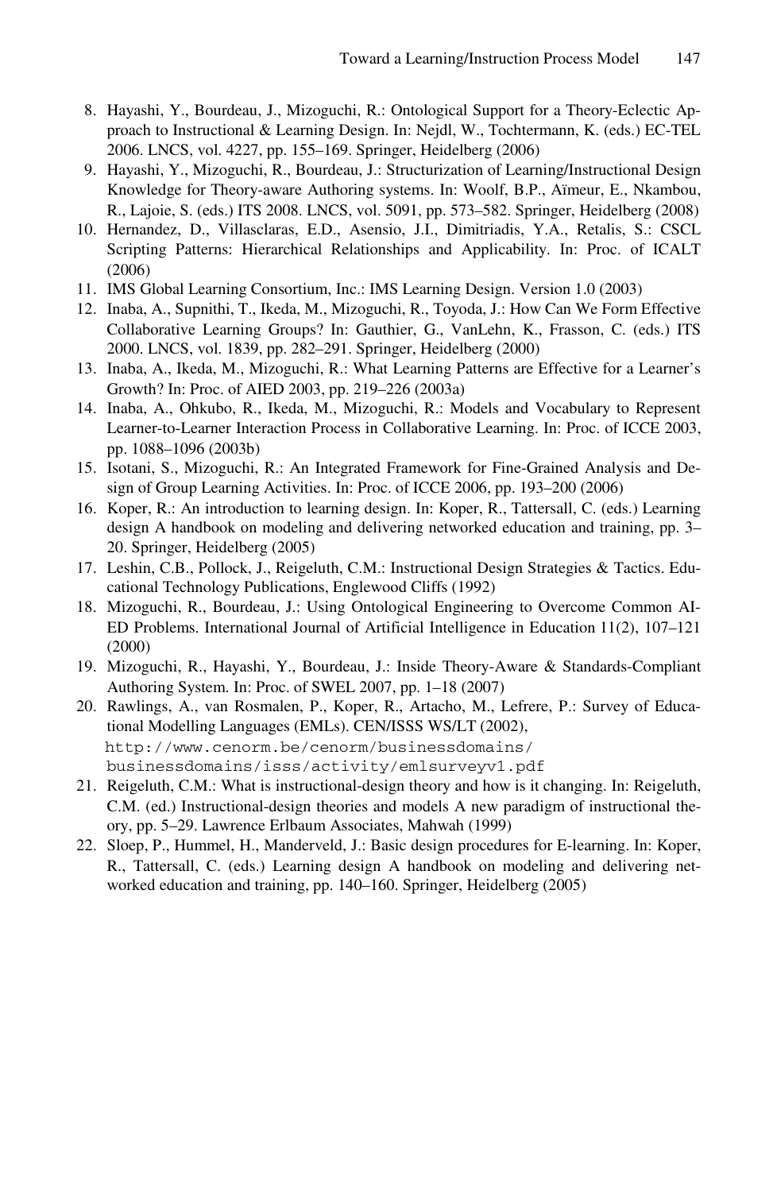8. Hayashi, Y., Bourdeau, J., Mizoguchi, R.: Ontological Support for a Theory-Eclectic Approach to Instructional & Learning Design. In: Nejdl, W., Tochtermann, K. (eds.) EC-TEL 2006. LNCS, vol. 4227, pp. 155–169. Springer, Heidelberg (2006)
9. Hayashi, Y., Mizoguchi, R., Bourdeau, J.: Structurization of Learning/Instructional Design Knowledge for Theory-aware Authoring systems. In: Woolf, B.P., Aïmeur, E., Nkambou, R., Lajoie, S. (eds.) ITS 2008. LNCS, vol. 5091, pp. 573–582. Springer, Heidelberg (2008)
10. Hernandez, D., Villasclaras, E.D., Asensio, J.I., Dimitriadis, Y.A., Retalis, S.: CSCL Scripting Patterns: Hierarchical Relationships and Applicability. In: Proc. of ICALT (2006)
11. IMS Global Learning Consortium, Inc.: IMS Learning Design. Version 1.0 (2003)
12. Inaba, A., Supnithi, T., Ikeda, M., Mizoguchi, R., Toyoda, J.: How Can We Form Effective Collaborative Learning Groups? In: Gauthier, G., VanLehn, K., Frasson, C. (eds.) ITS 2000. LNCS, vol. 1839, pp. 282–291. Springer, Heidelberg (2000)
13. Inaba, A., Ikeda, M., Mizoguchi, R.: What Learning Patterns are Effective for a Learner's Growth? In: Proc. of AIED 2003, pp. 219–226 (2003a)
14. Inaba, A., Ohkubo, R., Ikeda, M., Mizoguchi, R.: Models and Vocabulary to Represent Learner-to-Learner Interaction Process in Collaborative Learning. In: Proc. of ICCE 2003, pp. 1088–1096 (2003b)
15. Isotani, S., Mizoguchi, R.: An Integrated Framework for Fine-Grained Analysis and Design of Group Learning Activities. In: Proc. of ICCE 2006, pp. 193–200 (2006)
16. Koper, R.: An introduction to learning design. In: Koper, R., Tattersall, C. (eds.) Learning design A handbook on modeling and delivering networked education and training, pp. 3–20. Springer, Heidelberg (2005)
17. Leshin, C.B., Pollock, J., Reigeluth, C.M.: Instructional Design Strategies & Tactics. Educational Technology Publications, Englewood Cliffs (1992)
18. Mizoguchi, R., Bourdeau, J.: Using Ontological Engineering to Overcome Common AI-ED Problems. International Journal of Artificial Intelligence in Education 11(2), 107–121 (2000)
19. Mizoguchi, R., Hayashi, Y., Bourdeau, J.: Inside Theory-Aware & Standards-Compliant Authoring System. In: Proc. of SWEL 2007, pp. 1–18 (2007)
20. Rawlings, A., van Rosmalen, P., Koper, R., Artacho, M., Lefrere, P.: Survey of Educational Modelling Languages (EMLs). CEN/ISSS WS/LT (2002), http://www.cenorm.be/cenorm/businessdomains/businessdomains/isss/activity/emlsurveyv1.pdf
21. Reigeluth, C.M.: What is instructional-design theory and how is it changing. In: Reigeluth, C.M. (ed.) Instructional-design theories and models A new paradigm of instructional theory, pp. 5–29. Lawrence Erlbaum Associates, Mahwah (1999)
22. Sloep, P., Hummel, H., Manderveld, J.: Basic design procedures for E-learning. In: Koper, R., Tattersall, C. (eds.) Learning design A handbook on modeling and delivering networked education and training, pp. 140–160. Springer, Heidelberg (2005)